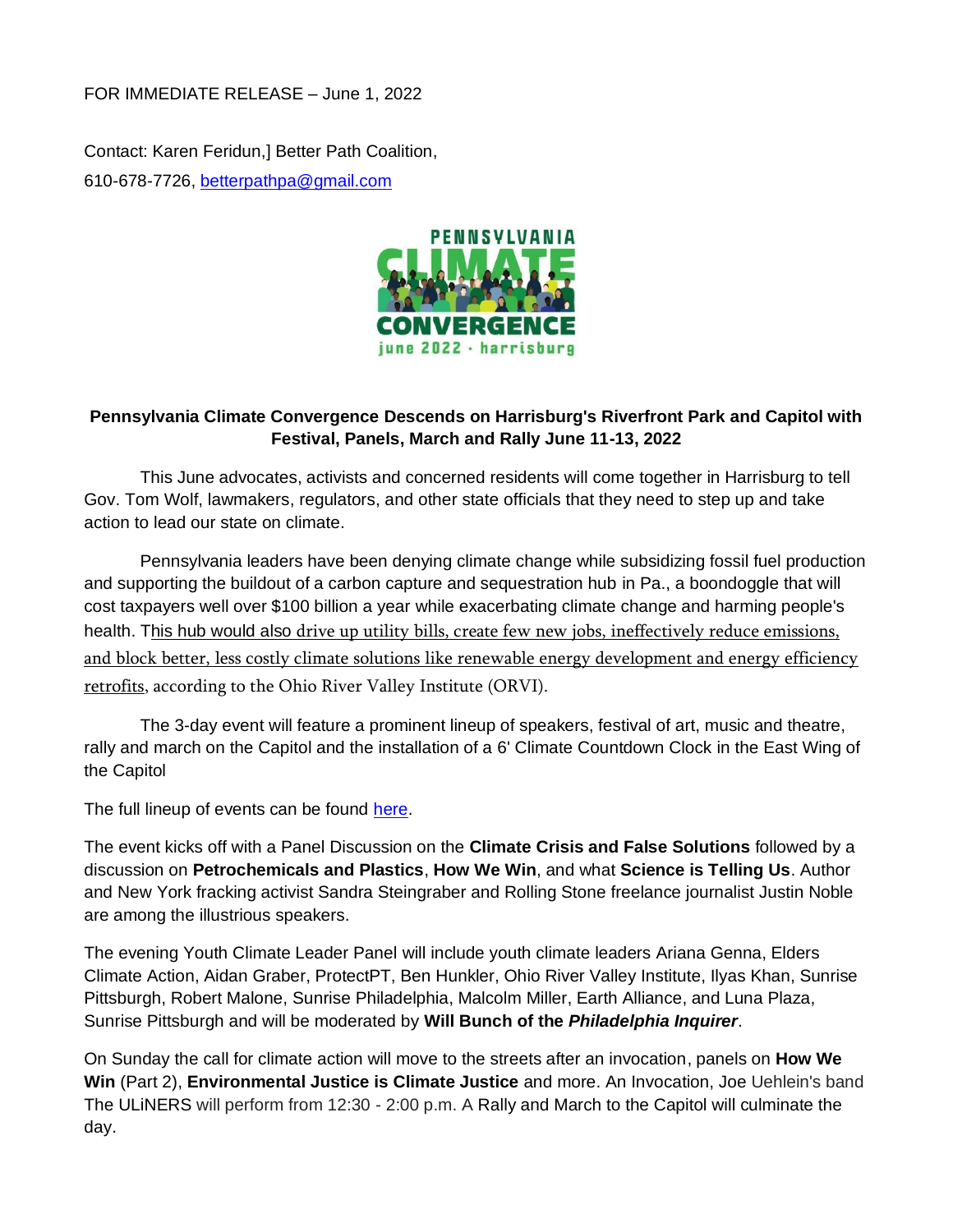FOR IMMEDIATE RELEASE – June 1, 2022

Contact: Karen Feridun,] Better Path Coalition,
610-678-7726, betterpathpa@gmail.com

**Pennsylvania Climate Convergence Descends on Harrisburg's Riverfront Park and Capitol with Festival, Panels, March and Rally June 11-13, 2022**

This June advocates, activists and concerned residents will come together in Harrisburg to tell Gov. Tom Wolf, lawmakers, regulators, and other state officials that they need to step up and take action to lead our state on climate.

Pennsylvania leaders have been denying climate change while subsidizing fossil fuel production and supporting the buildout of a carbon capture and sequestration hub in Pa., a boondoggle that will cost taxpayers well over $100 billion a year while exacerbating climate change and harming people's health. This hub would also drive up utility bills, create few new jobs, ineffectively reduce emissions, and block better, less costly climate solutions like renewable energy development and energy efficiency retrofits, according to the Ohio River Valley Institute (ORVI).

The 3-day event will feature a prominent lineup of speakers, festival of art, music and theatre, rally and march on the Capitol and the installation of a 6' Climate Countdown Clock in the East Wing of the Capitol

The full lineup of events can be found here.

The event kicks off with a Panel Discussion on the **Climate Crisis and False Solutions** followed by a discussion on **Petrochemicals and Plastics**, **How We Win**, and what **Science is Telling Us**. Author and New York fracking activist Sandra Steingraber and Rolling Stone freelance journalist Justin Noble are among the illustrious speakers.

The evening Youth Climate Leader Panel will include youth climate leaders Ariana Genna, Elders Climate Action, Aidan Graber, ProtectPT, Ben Hunkler, Ohio River Valley Institute, Ilyas Khan, Sunrise Pittsburgh, Robert Malone, Sunrise Philadelphia, Malcolm Miller, Earth Alliance, and Luna Plaza, Sunrise Pittsburgh and will be moderated by **Will Bunch of the *Philadelphia Inquirer***.

On Sunday the call for climate action will move to the streets after an invocation, panels on **How We Win** (Part 2), **Environmental Justice is Climate Justice** and more. An Invocation, Joe Uehlein's band The ULiNERS will perform from 12:30 - 2:00 p.m. A Rally and March to the Capitol will culminate the day.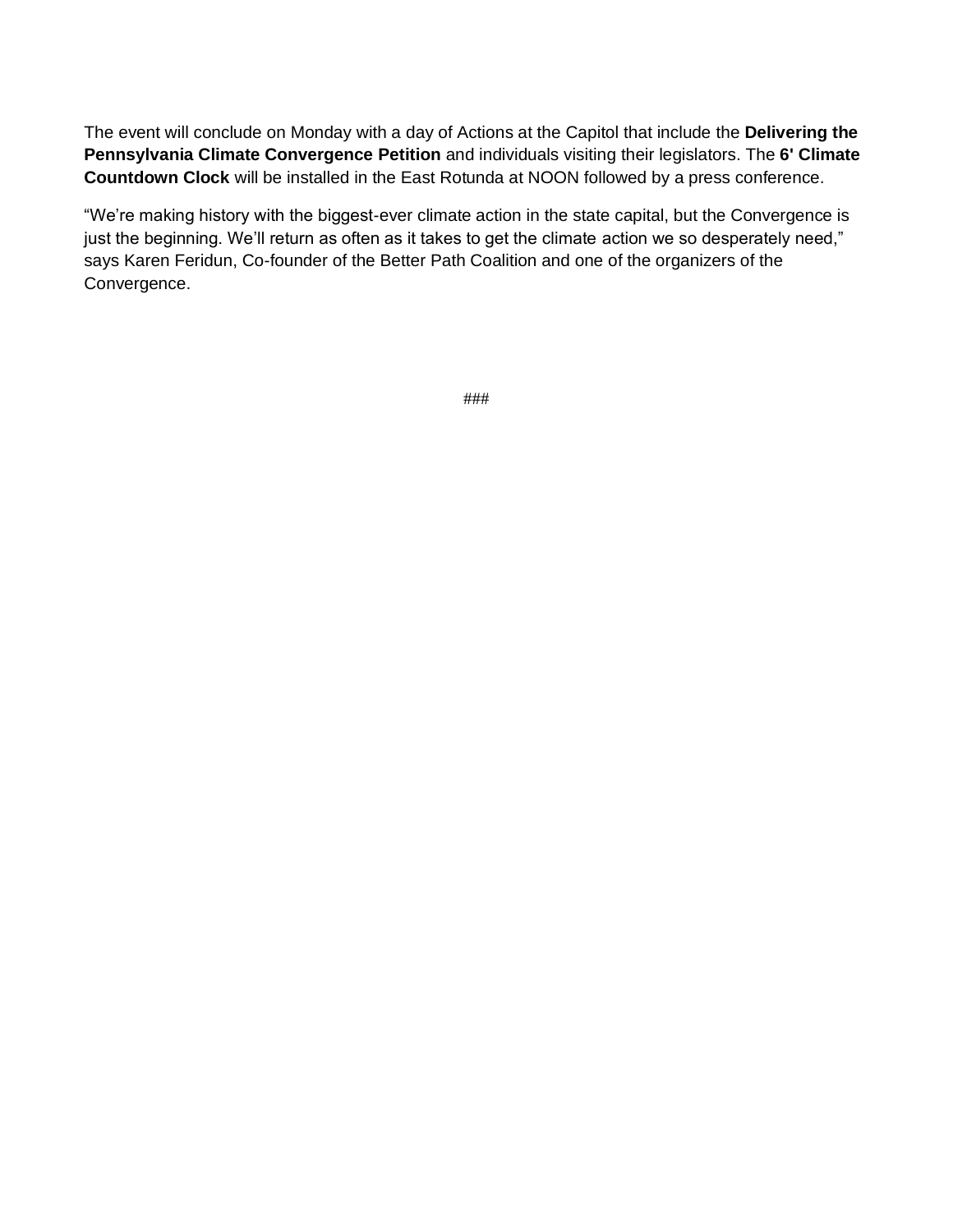The event will conclude on Monday with a day of Actions at the Capitol that include the **Delivering the Pennsylvania Climate Convergence Petition** and individuals visiting their legislators. The **6' Climate Countdown Clock** will be installed in the East Rotunda at NOON followed by a press conference.

“We’re making history with the biggest-ever climate action in the state capital, but the Convergence is just the beginning. We’ll return as often as it takes to get the climate action we so desperately need,” says Karen Feridun, Co-founder of the Better Path Coalition and one of the organizers of the Convergence.

###